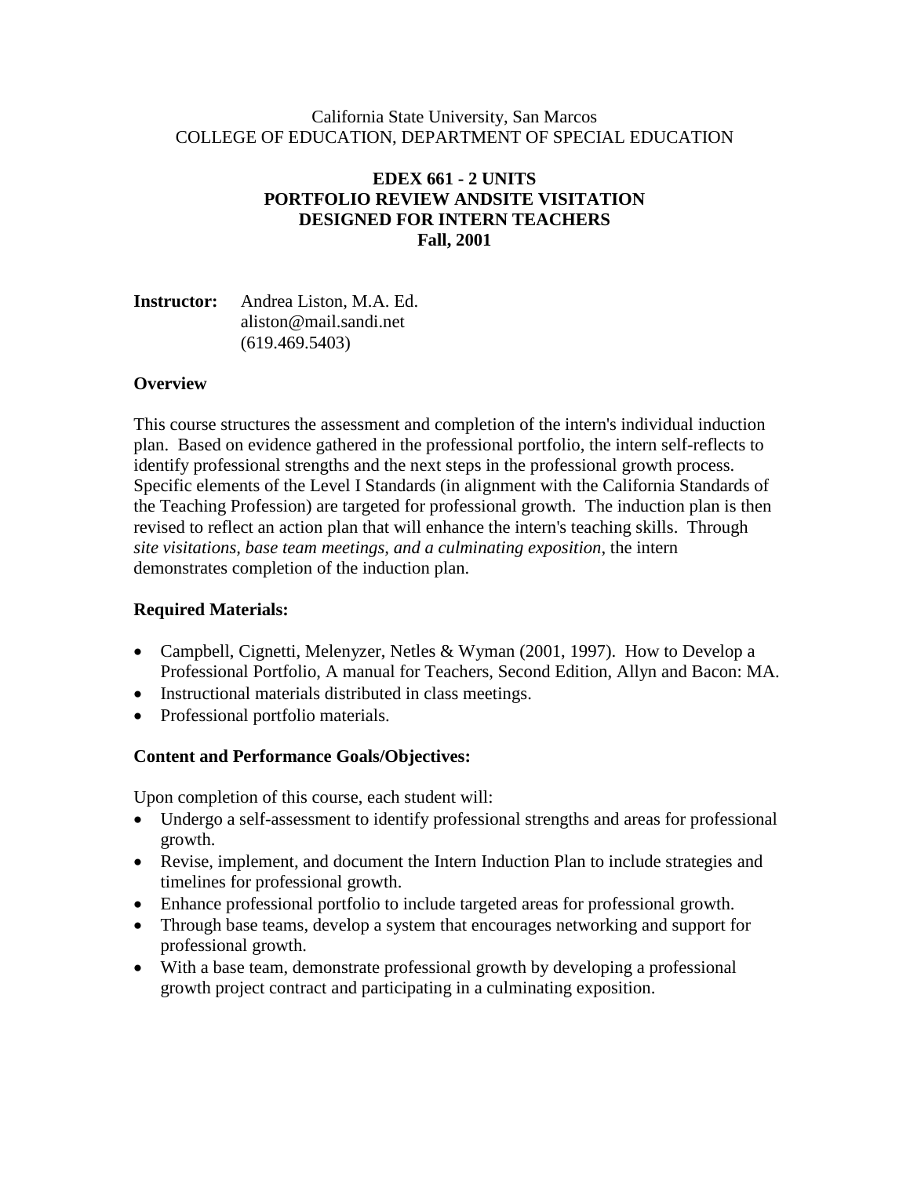California State University, San Marcos
COLLEGE OF EDUCATION, DEPARTMENT OF SPECIAL EDUCATION

**EDEX 661 - 2 UNITS**
**PORTFOLIO REVIEW ANDSITE VISITATION**
**DESIGNED FOR INTERN TEACHERS**
**Fall, 2001**

**Instructor:** Andrea Liston, M.A. Ed.
aliston@mail.sandi.net
(619.469.5403)

### Overview

This course structures the assessment and completion of the intern's individual induction plan. Based on evidence gathered in the professional portfolio, the intern self-reflects to identify professional strengths and the next steps in the professional growth process. Specific elements of the Level I Standards (in alignment with the California Standards of the Teaching Profession) are targeted for professional growth. The induction plan is then revised to reflect an action plan that will enhance the intern's teaching skills. Through *site visitations, base team meetings, and a culminating exposition*, the intern demonstrates completion of the induction plan.

### Required Materials:

- Campbell, Cignetti, Melenyzer, Netles & Wyman (2001, 1997). How to Develop a Professional Portfolio, A manual for Teachers, Second Edition, Allyn and Bacon: MA.
- Instructional materials distributed in class meetings.
- Professional portfolio materials.

### Content and Performance Goals/Objectives:

Upon completion of this course, each student will:

- Undergo a self-assessment to identify professional strengths and areas for professional growth.
- Revise, implement, and document the Intern Induction Plan to include strategies and timelines for professional growth.
- Enhance professional portfolio to include targeted areas for professional growth.
- Through base teams, develop a system that encourages networking and support for professional growth.
- With a base team, demonstrate professional growth by developing a professional growth project contract and participating in a culminating exposition.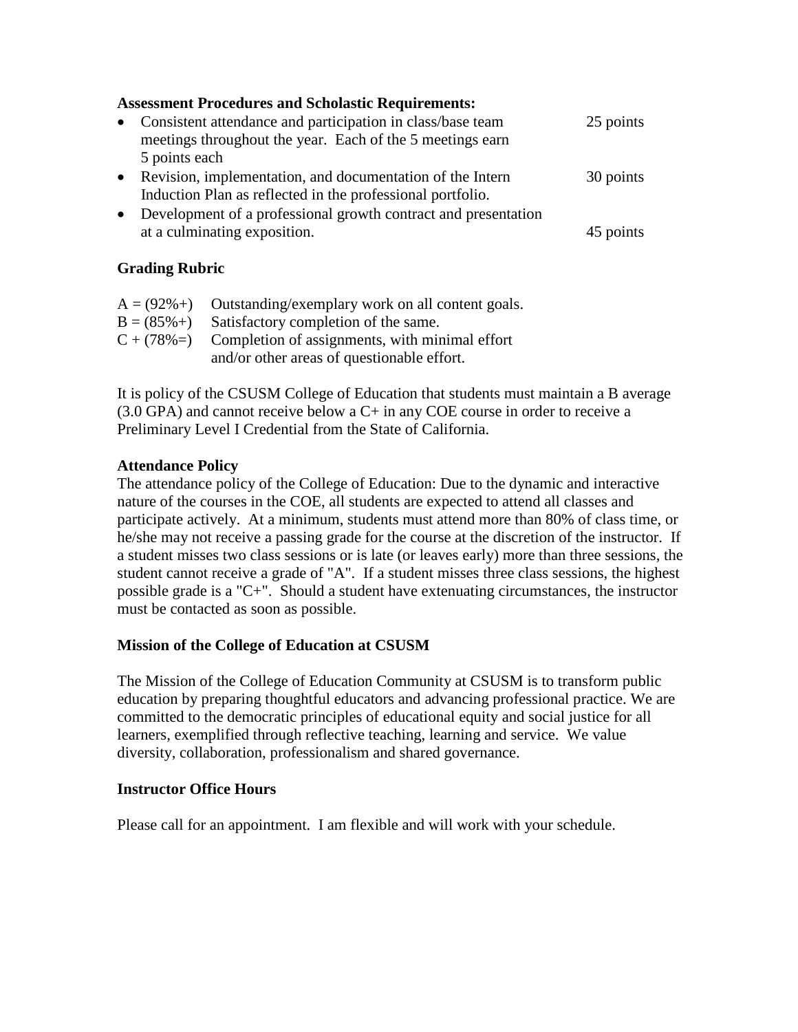**Assessment Procedures and Scholastic Requirements:**

- Consistent attendance and participation in class/base team meetings throughout the year. Each of the 5 meetings earn 5 points each — 25 points
- Revision, implementation, and documentation of the Intern Induction Plan as reflected in the professional portfolio. — 30 points
- Development of a professional growth contract and presentation at a culminating exposition. — 45 points

**Grading Rubric**

A = (92%+) Outstanding/exemplary work on all content goals.
B = (85%+) Satisfactory completion of the same.
C + (78%=) Completion of assignments, with minimal effort and/or other areas of questionable effort.

It is policy of the CSUSM College of Education that students must maintain a B average (3.0 GPA) and cannot receive below a C+ in any COE course in order to receive a Preliminary Level I Credential from the State of California.

**Attendance Policy**

The attendance policy of the College of Education: Due to the dynamic and interactive nature of the courses in the COE, all students are expected to attend all classes and participate actively. At a minimum, students must attend more than 80% of class time, or he/she may not receive a passing grade for the course at the discretion of the instructor. If a student misses two class sessions or is late (or leaves early) more than three sessions, the student cannot receive a grade of "A". If a student misses three class sessions, the highest possible grade is a "C+". Should a student have extenuating circumstances, the instructor must be contacted as soon as possible.

**Mission of the College of Education at CSUSM**

The Mission of the College of Education Community at CSUSM is to transform public education by preparing thoughtful educators and advancing professional practice. We are committed to the democratic principles of educational equity and social justice for all learners, exemplified through reflective teaching, learning and service. We value diversity, collaboration, professionalism and shared governance.

**Instructor Office Hours**

Please call for an appointment. I am flexible and will work with your schedule.